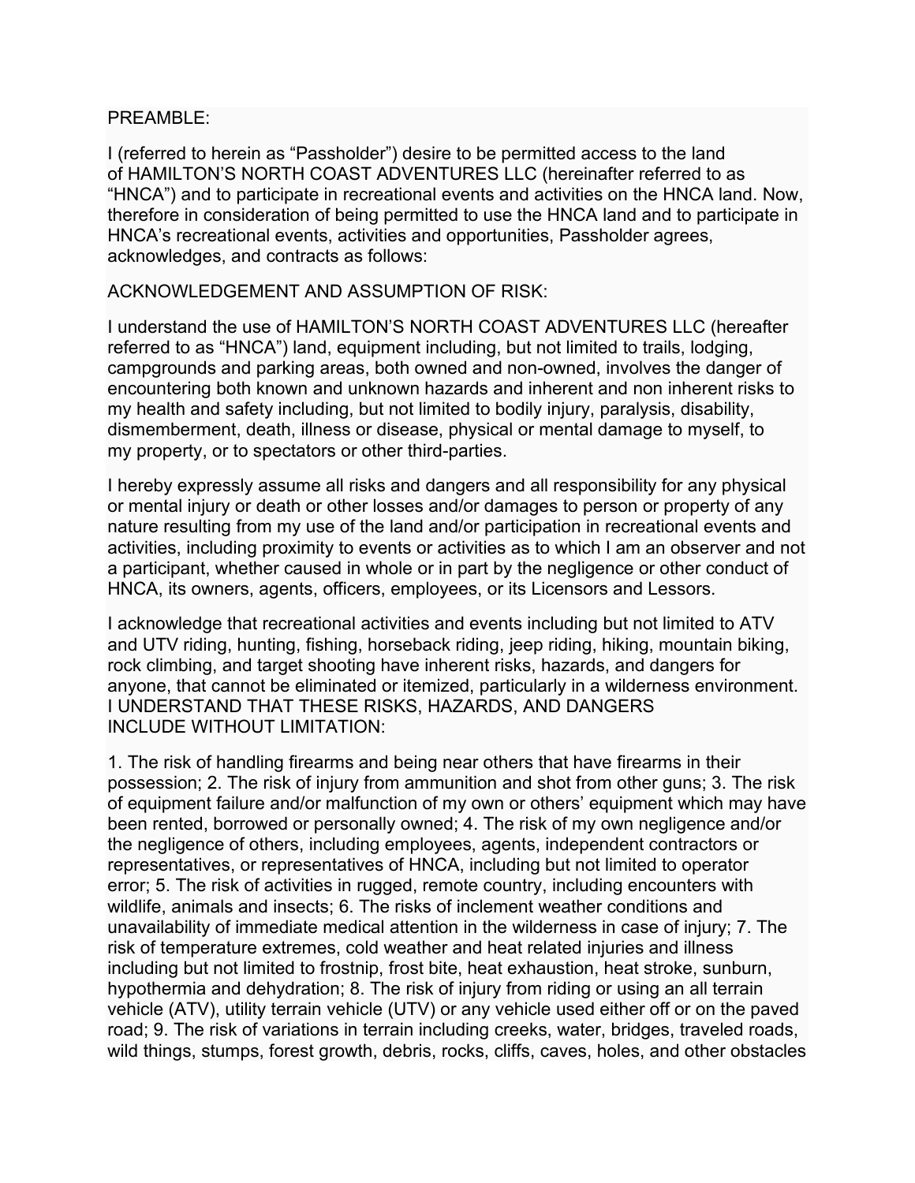PREAMBLE:

I (referred to herein as "Passholder") desire to be permitted access to the land of HAMILTON'S NORTH COAST ADVENTURES LLC (hereinafter referred to as "HNCA") and to participate in recreational events and activities on the HNCA land. Now, therefore in consideration of being permitted to use the HNCA land and to participate in HNCA's recreational events, activities and opportunities, Passholder agrees, acknowledges, and contracts as follows:

ACKNOWLEDGEMENT AND ASSUMPTION OF RISK:

I understand the use of HAMILTON'S NORTH COAST ADVENTURES LLC (hereafter referred to as "HNCA") land, equipment including, but not limited to trails, lodging, campgrounds and parking areas, both owned and non-owned, involves the danger of encountering both known and unknown hazards and inherent and non inherent risks to my health and safety including, but not limited to bodily injury, paralysis, disability, dismemberment, death, illness or disease, physical or mental damage to myself, to my property, or to spectators or other third-parties.

I hereby expressly assume all risks and dangers and all responsibility for any physical or mental injury or death or other losses and/or damages to person or property of any nature resulting from my use of the land and/or participation in recreational events and activities, including proximity to events or activities as to which I am an observer and not a participant, whether caused in whole or in part by the negligence or other conduct of HNCA, its owners, agents, officers, employees, or its Licensors and Lessors.

I acknowledge that recreational activities and events including but not limited to ATV and UTV riding, hunting, fishing, horseback riding, jeep riding, hiking, mountain biking, rock climbing, and target shooting have inherent risks, hazards, and dangers for anyone, that cannot be eliminated or itemized, particularly in a wilderness environment. I UNDERSTAND THAT THESE RISKS, HAZARDS, AND DANGERS INCLUDE WITHOUT LIMITATION:

1. The risk of handling firearms and being near others that have firearms in their possession; 2. The risk of injury from ammunition and shot from other guns; 3. The risk of equipment failure and/or malfunction of my own or others' equipment which may have been rented, borrowed or personally owned; 4. The risk of my own negligence and/or the negligence of others, including employees, agents, independent contractors or representatives, or representatives of HNCA, including but not limited to operator error; 5. The risk of activities in rugged, remote country, including encounters with wildlife, animals and insects; 6. The risks of inclement weather conditions and unavailability of immediate medical attention in the wilderness in case of injury; 7. The risk of temperature extremes, cold weather and heat related injuries and illness including but not limited to frostnip, frost bite, heat exhaustion, heat stroke, sunburn, hypothermia and dehydration; 8. The risk of injury from riding or using an all terrain vehicle (ATV), utility terrain vehicle (UTV) or any vehicle used either off or on the paved road; 9. The risk of variations in terrain including creeks, water, bridges, traveled roads, wild things, stumps, forest growth, debris, rocks, cliffs, caves, holes, and other obstacles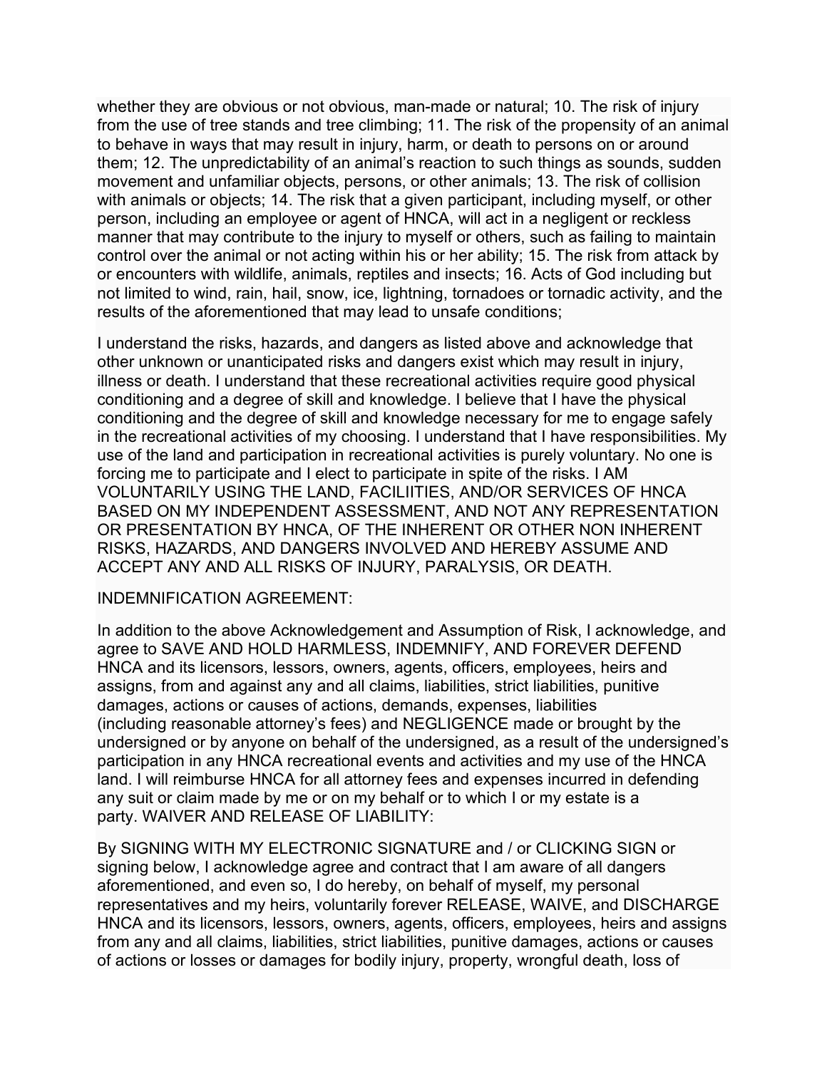whether they are obvious or not obvious, man-made or natural; 10. The risk of injury from the use of tree stands and tree climbing; 11. The risk of the propensity of an animal to behave in ways that may result in injury, harm, or death to persons on or around them; 12. The unpredictability of an animal's reaction to such things as sounds, sudden movement and unfamiliar objects, persons, or other animals; 13. The risk of collision with animals or objects; 14. The risk that a given participant, including myself, or other person, including an employee or agent of HNCA, will act in a negligent or reckless manner that may contribute to the injury to myself or others, such as failing to maintain control over the animal or not acting within his or her ability; 15. The risk from attack by or encounters with wildlife, animals, reptiles and insects; 16. Acts of God including but not limited to wind, rain, hail, snow, ice, lightning, tornadoes or tornadic activity, and the results of the aforementioned that may lead to unsafe conditions;

I understand the risks, hazards, and dangers as listed above and acknowledge that other unknown or unanticipated risks and dangers exist which may result in injury, illness or death. I understand that these recreational activities require good physical conditioning and a degree of skill and knowledge. I believe that I have the physical conditioning and the degree of skill and knowledge necessary for me to engage safely in the recreational activities of my choosing. I understand that I have responsibilities. My use of the land and participation in recreational activities is purely voluntary. No one is forcing me to participate and I elect to participate in spite of the risks. I AM VOLUNTARILY USING THE LAND, FACILIITIES, AND/OR SERVICES OF HNCA BASED ON MY INDEPENDENT ASSESSMENT, AND NOT ANY REPRESENTATION OR PRESENTATION BY HNCA, OF THE INHERENT OR OTHER NON INHERENT RISKS, HAZARDS, AND DANGERS INVOLVED AND HEREBY ASSUME AND ACCEPT ANY AND ALL RISKS OF INJURY, PARALYSIS, OR DEATH.

INDEMNIFICATION AGREEMENT:

In addition to the above Acknowledgement and Assumption of Risk, I acknowledge, and agree to SAVE AND HOLD HARMLESS, INDEMNIFY, AND FOREVER DEFEND HNCA and its licensors, lessors, owners, agents, officers, employees, heirs and assigns, from and against any and all claims, liabilities, strict liabilities, punitive damages, actions or causes of actions, demands, expenses, liabilities (including reasonable attorney's fees) and NEGLIGENCE made or brought by the undersigned or by anyone on behalf of the undersigned, as a result of the undersigned's participation in any HNCA recreational events and activities and my use of the HNCA land. I will reimburse HNCA for all attorney fees and expenses incurred in defending any suit or claim made by me or on my behalf or to which I or my estate is a party. WAIVER AND RELEASE OF LIABILITY:

By SIGNING WITH MY ELECTRONIC SIGNATURE and / or CLICKING SIGN or signing below, I acknowledge agree and contract that I am aware of all dangers aforementioned, and even so, I do hereby, on behalf of myself, my personal representatives and my heirs, voluntarily forever RELEASE, WAIVE, and DISCHARGE HNCA and its licensors, lessors, owners, agents, officers, employees, heirs and assigns from any and all claims, liabilities, strict liabilities, punitive damages, actions or causes of actions or losses or damages for bodily injury, property, wrongful death, loss of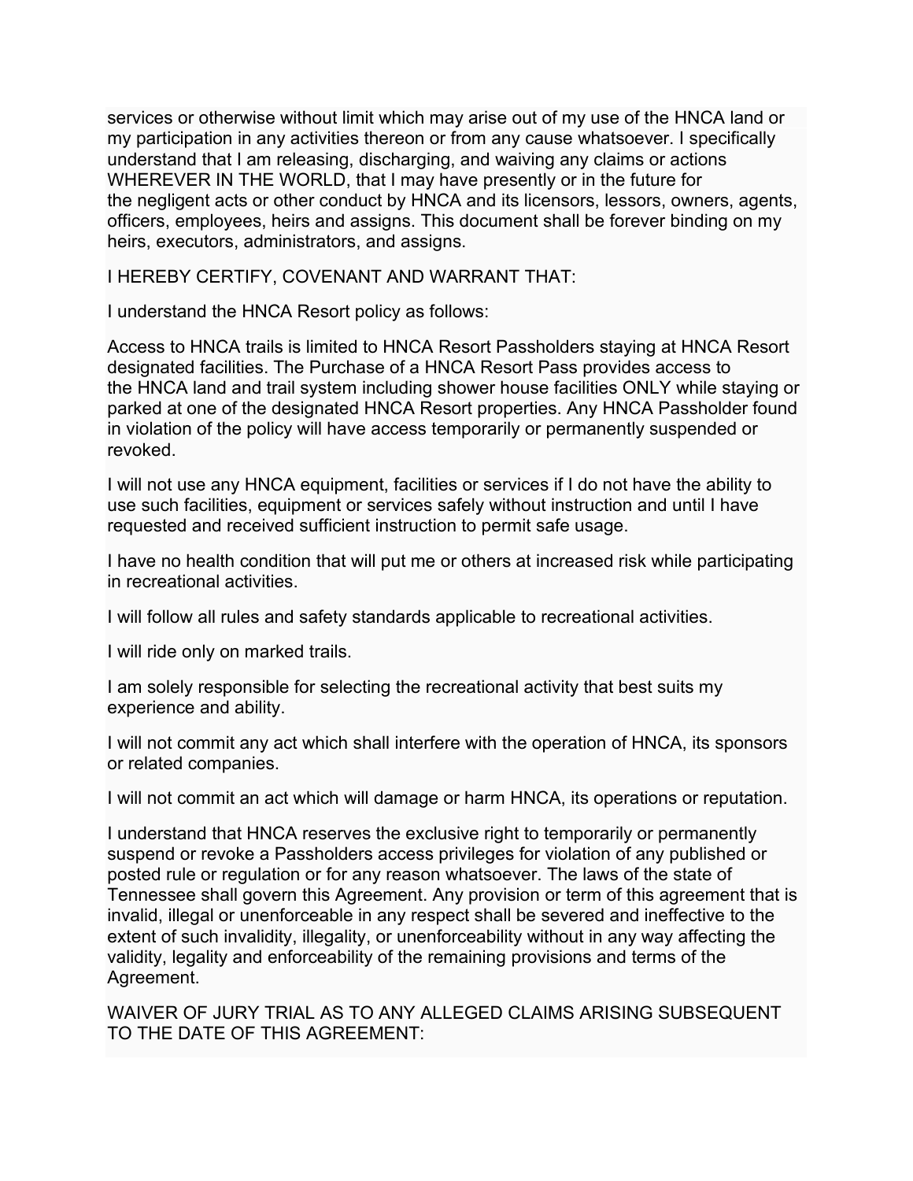services or otherwise without limit which may arise out of my use of the HNCA land or my participation in any activities thereon or from any cause whatsoever. I specifically understand that I am releasing, discharging, and waiving any claims or actions WHEREVER IN THE WORLD, that I may have presently or in the future for the negligent acts or other conduct by HNCA and its licensors, lessors, owners, agents, officers, employees, heirs and assigns. This document shall be forever binding on my heirs, executors, administrators, and assigns.

I HEREBY CERTIFY, COVENANT AND WARRANT THAT:

I understand the HNCA Resort policy as follows:

Access to HNCA trails is limited to HNCA Resort Passholders staying at HNCA Resort designated facilities. The Purchase of a HNCA Resort Pass provides access to the HNCA land and trail system including shower house facilities ONLY while staying or parked at one of the designated HNCA Resort properties. Any HNCA Passholder found in violation of the policy will have access temporarily or permanently suspended or revoked.

I will not use any HNCA equipment, facilities or services if I do not have the ability to use such facilities, equipment or services safely without instruction and until I have requested and received sufficient instruction to permit safe usage.

I have no health condition that will put me or others at increased risk while participating in recreational activities.

I will follow all rules and safety standards applicable to recreational activities.

I will ride only on marked trails.

I am solely responsible for selecting the recreational activity that best suits my experience and ability.

I will not commit any act which shall interfere with the operation of HNCA, its sponsors or related companies.

I will not commit an act which will damage or harm HNCA, its operations or reputation.

I understand that HNCA reserves the exclusive right to temporarily or permanently suspend or revoke a Passholders access privileges for violation of any published or posted rule or regulation or for any reason whatsoever. The laws of the state of Tennessee shall govern this Agreement. Any provision or term of this agreement that is invalid, illegal or unenforceable in any respect shall be severed and ineffective to the extent of such invalidity, illegality, or unenforceability without in any way affecting the validity, legality and enforceability of the remaining provisions and terms of the Agreement.

WAIVER OF JURY TRIAL AS TO ANY ALLEGED CLAIMS ARISING SUBSEQUENT TO THE DATE OF THIS AGREEMENT: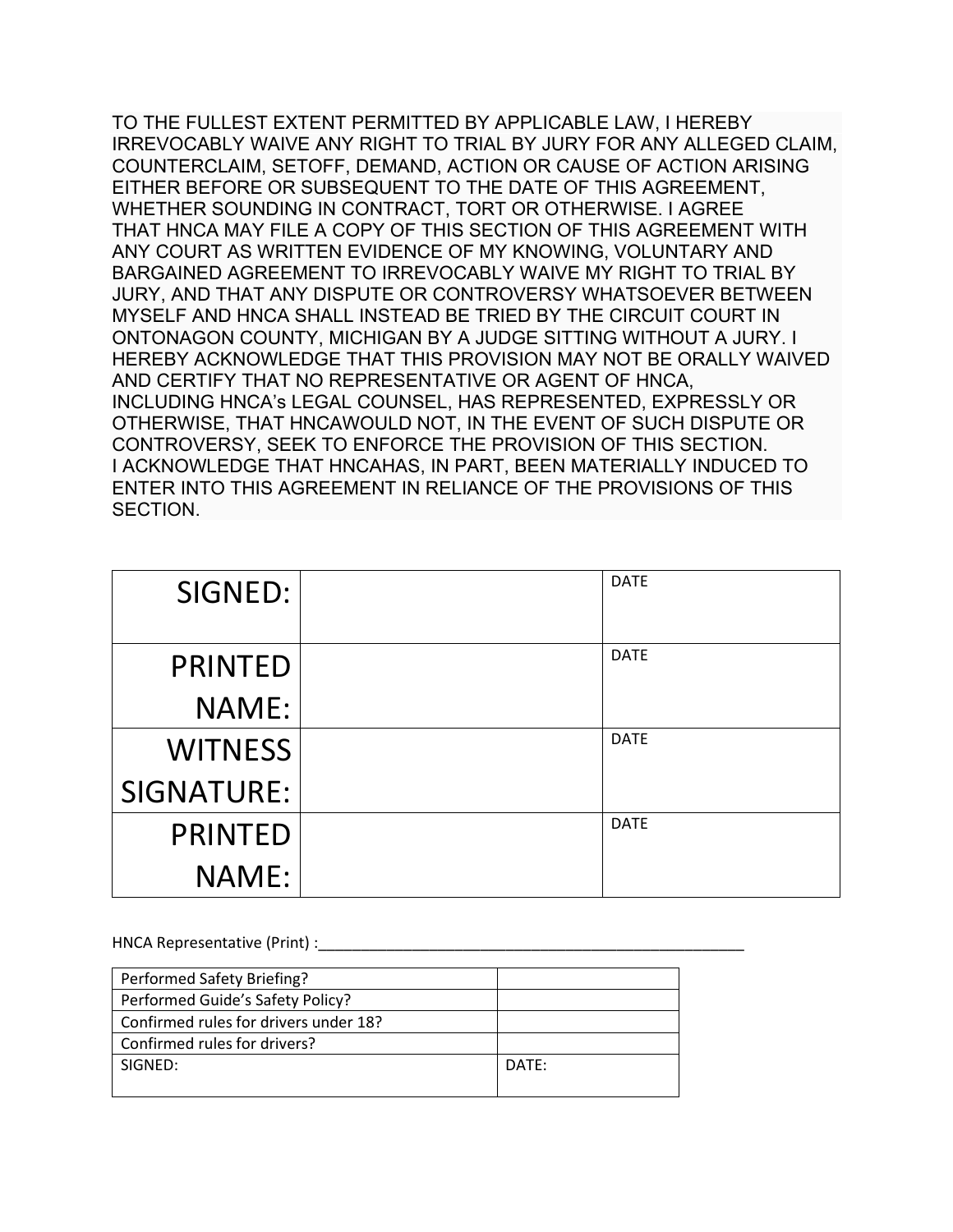TO THE FULLEST EXTENT PERMITTED BY APPLICABLE LAW, I HEREBY IRREVOCABLY WAIVE ANY RIGHT TO TRIAL BY JURY FOR ANY ALLEGED CLAIM, COUNTERCLAIM, SETOFF, DEMAND, ACTION OR CAUSE OF ACTION ARISING EITHER BEFORE OR SUBSEQUENT TO THE DATE OF THIS AGREEMENT, WHETHER SOUNDING IN CONTRACT, TORT OR OTHERWISE. I AGREE THAT HNCA MAY FILE A COPY OF THIS SECTION OF THIS AGREEMENT WITH ANY COURT AS WRITTEN EVIDENCE OF MY KNOWING, VOLUNTARY AND BARGAINED AGREEMENT TO IRREVOCABLY WAIVE MY RIGHT TO TRIAL BY JURY, AND THAT ANY DISPUTE OR CONTROVERSY WHATSOEVER BETWEEN MYSELF AND HNCA SHALL INSTEAD BE TRIED BY THE CIRCUIT COURT IN ONTONAGON COUNTY, MICHIGAN BY A JUDGE SITTING WITHOUT A JURY. I HEREBY ACKNOWLEDGE THAT THIS PROVISION MAY NOT BE ORALLY WAIVED AND CERTIFY THAT NO REPRESENTATIVE OR AGENT OF HNCA, INCLUDING HNCA's LEGAL COUNSEL, HAS REPRESENTED, EXPRESSLY OR OTHERWISE, THAT HNCAWOULD NOT, IN THE EVENT OF SUCH DISPUTE OR CONTROVERSY, SEEK TO ENFORCE THE PROVISION OF THIS SECTION. I ACKNOWLEDGE THAT HNCAHAS, IN PART, BEEN MATERIALLY INDUCED TO ENTER INTO THIS AGREEMENT IN RELIANCE OF THE PROVISIONS OF THIS SECTION.

| | | |
|---|---|---|
| SIGNED: | | DATE |
| PRINTED NAME: | | DATE |
| WITNESS SIGNATURE: | | DATE |
| PRINTED NAME: | | DATE |

HNCA Representative (Print) :____________________________________________________

| | |
|---|---|
| Performed Safety Briefing? | |
| Performed Guide's Safety Policy? | |
| Confirmed rules for drivers under 18? | |
| Confirmed rules for drivers? | |
| SIGNED: | DATE: |